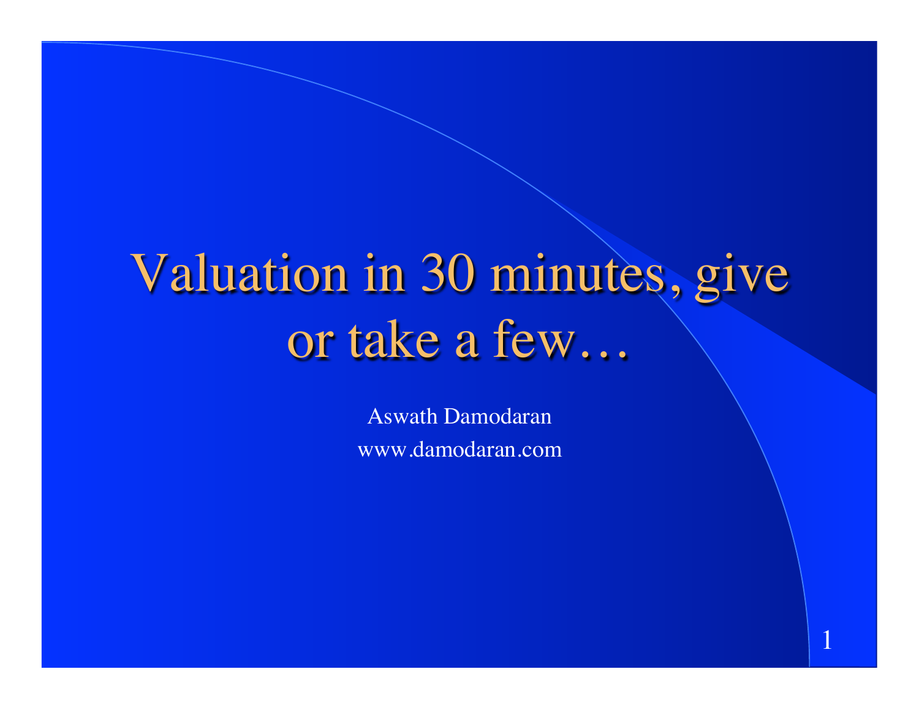# Valuation in 30 minutes, give or take a few…

Aswath Damodaran

www.damodaran.com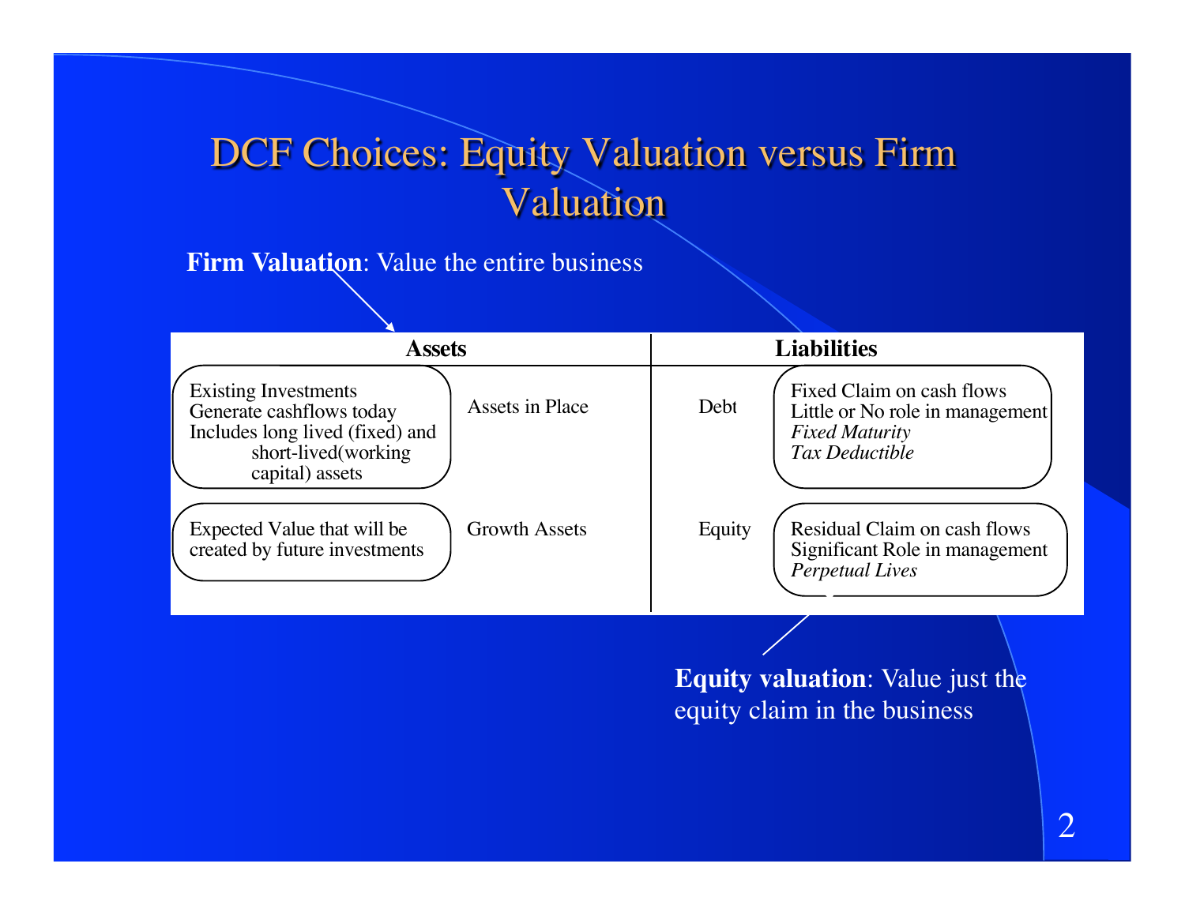# DCF Choices: Equity Valuation versus Firm Valuation

**Firm Valuation**: Value the entire business

| Assets | | Liabilities | |
|---|---|---|---|
| Existing Investments<br>Generate cashflows today<br>Includes long lived (fixed) and short-lived(working capital) assets | Assets in Place | Debt | Fixed Claim on cash flows<br>Little or No role in management<br>*Fixed Maturity*<br>*Tax Deductible* |
| Expected Value that will be created by future investments | Growth Assets | Equity | Residual Claim on cash flows<br>Significant Role in management<br>*Perpetual Lives* |

**Equity valuation**: Value just the equity claim in the business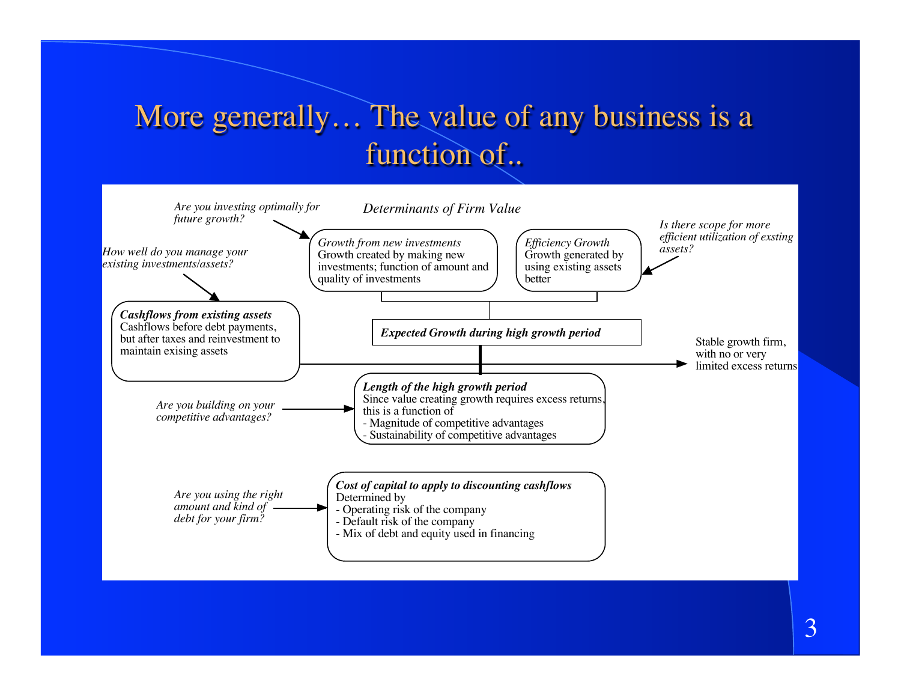# More generally… The value of any business is a function of..

*Determinants of Firm Value*

*Are you investing optimally for future growth?* → **Growth from new investments**
*Growth from new investments*
Growth created by making new investments; function of amount and quality of investments

*Is there scope for more efficient utilization of exsting assets?* → **Efficiency Growth**
*Efficiency Growth*
Growth generated by using existing assets better

*How well do you manage your existing investments/assets?* → **Cashflows from existing assets**
***Cashflows from existing assets***
Cashflows before debt payments, but after taxes and reinvestment to maintain exising assets

***Expected Growth during high growth period***

Stable growth firm, with no or very limited excess returns

*Are you building on your competitive advantages?* → **Length of the high growth period**
***Length of the high growth period***
Since value creating growth requires excess returns, this is a function of
- Magnitude of competitive advantages
- Sustainability of competitive advantages

*Are you using the right amount and kind of debt for your firm?* → **Cost of capital to apply to discounting cashflows**
***Cost of capital to apply to discounting cashflows***
Determined by
- Operating risk of the company
- Default risk of the company
- Mix of debt and equity used in financing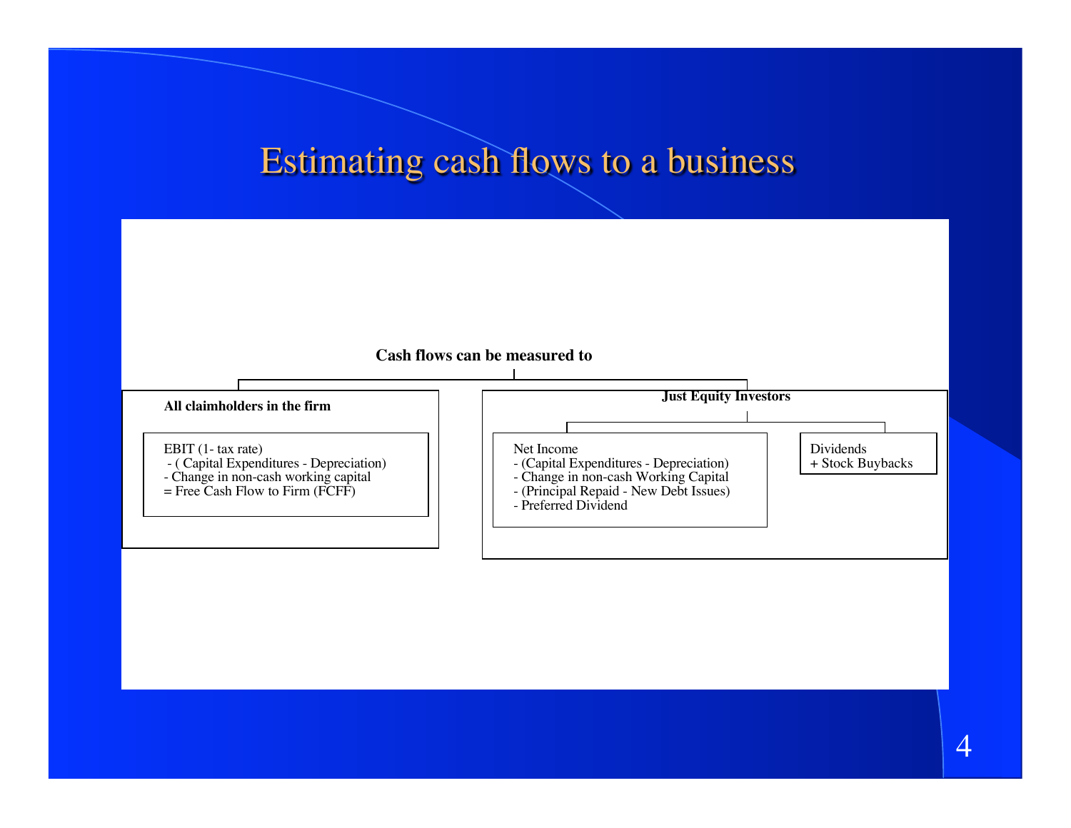# Estimating cash flows to a business

**Cash flows can be measured to**

**All claimholders in the firm**

EBIT (1- tax rate)
- ( Capital Expenditures - Depreciation)
- Change in non-cash working capital
= Free Cash Flow to Firm (FCFF)

**Just Equity Investors**

Net Income
- (Capital Expenditures - Depreciation)
- Change in non-cash Working Capital
- (Principal Repaid - New Debt Issues)
- Preferred Dividend

Dividends
+ Stock Buybacks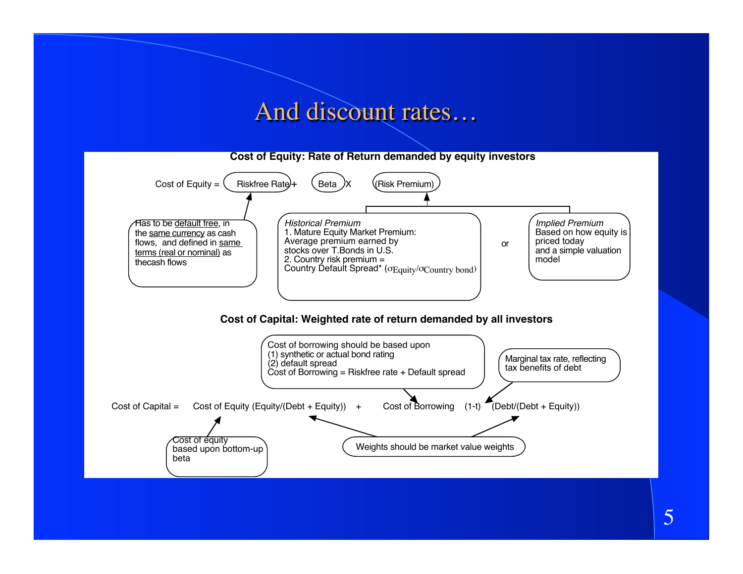# And discount rates…

**Cost of Equity: Rate of Return demanded by equity investors**

Cost of Equity = Riskfree Rate + Beta X (Risk Premium)

- **Riskfree Rate:** Has to be <u>default free</u>, in the <u>same currency</u> as cash flows, and defined in <u>same terms (real or nominal)</u> as thecash flows
- **Risk Premium:**
  - *Historical Premium*
    1. Mature Equity Market Premium: Average premium earned by stocks over T.Bonds in U.S.
    2. Country risk premium = Country Default Spread* ($\sigma_{Equity}/\sigma_{Country\ bond}$)
  - or
  - *Implied Premium*
    Based on how equity is priced today and a simple valuation model

**Cost of Capital: Weighted rate of return demanded by all investors**

Cost of Capital = Cost of Equity (Equity/(Debt + Equity)) + Cost of Borrowing (1-t) (Debt/(Debt + Equity))

- **Cost of Equity:** Cost of equity based upon bottom-up beta
- **Cost of Borrowing:** Cost of borrowing should be based upon
  (1) synthetic or actual bond rating
  (2) default spread
  Cost of Borrowing = Riskfree rate + Default spread
- **(1-t):** Marginal tax rate, reflecting tax benefits of debt
- **Weights:** Weights should be market value weights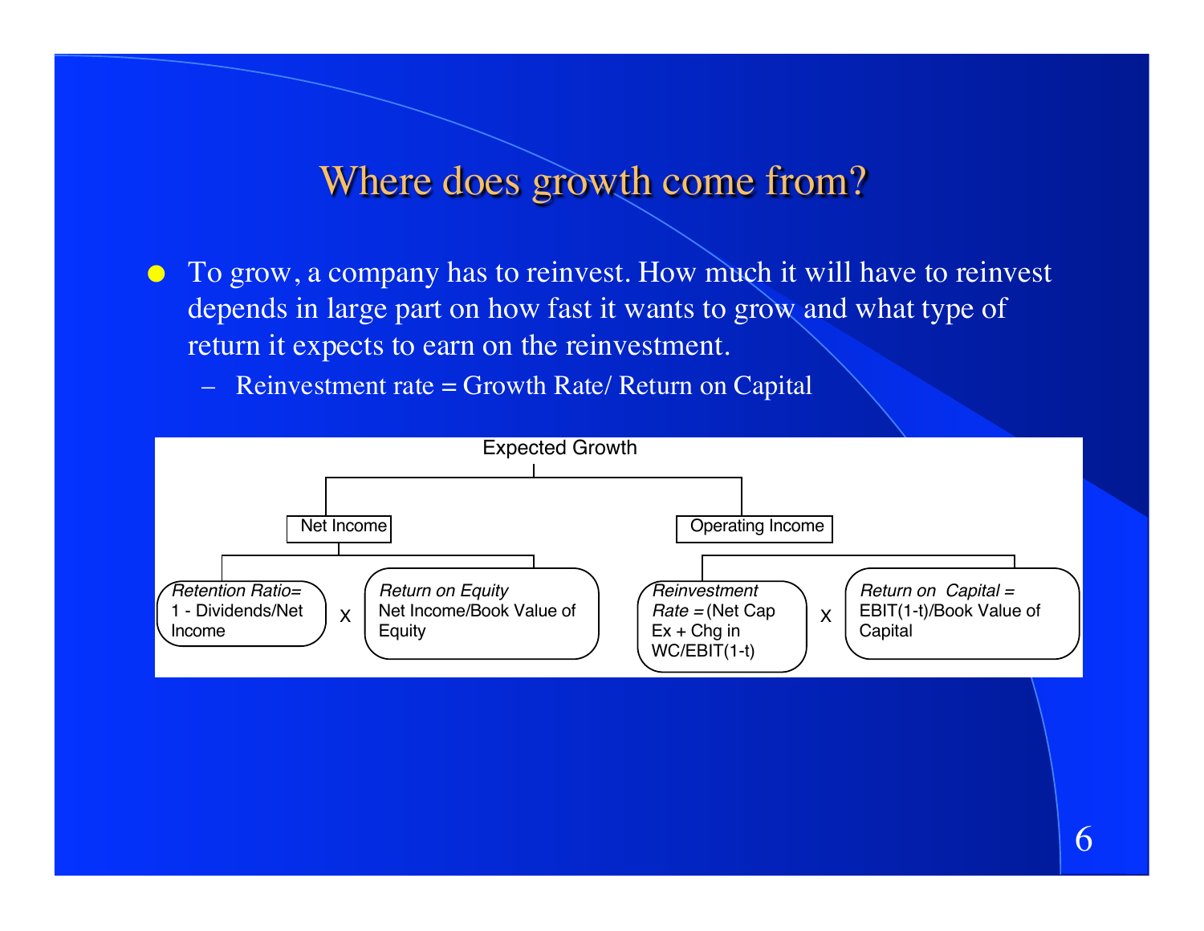# Where does growth come from?

- To grow, a company has to reinvest. How much it will have to reinvest depends in large part on how fast it wants to grow and what type of return it expects to earn on the reinvestment.
  - Reinvestment rate = Growth Rate/ Return on Capital

Expected Growth

- Net Income
  - *Retention Ratio=* 1 - Dividends/Net Income X *Return on Equity* Net Income/Book Value of Equity
- Operating Income
  - *Reinvestment Rate =* (Net Cap Ex + Chg in WC/EBIT(1-t) X *Return on Capital =* EBIT(1-t)/Book Value of Capital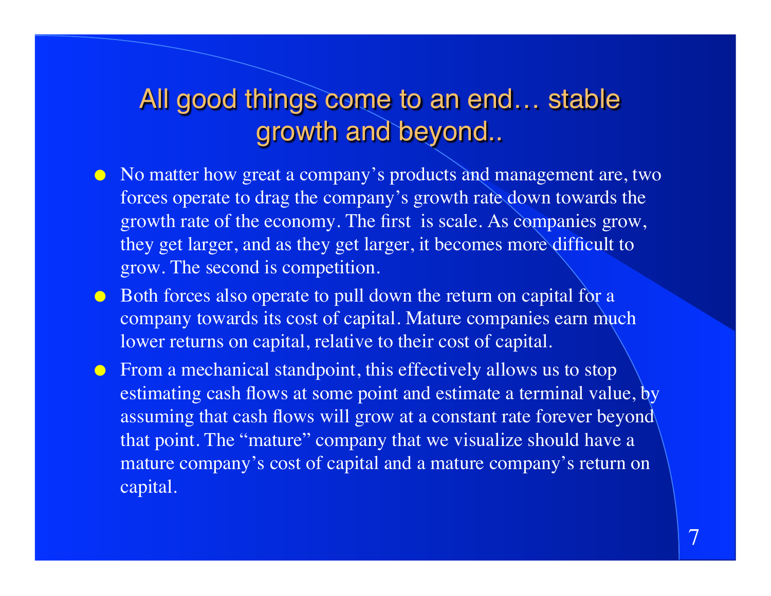# All good things come to an end… stable growth and beyond..

- No matter how great a company's products and management are, two forces operate to drag the company's growth rate down towards the growth rate of the economy. The first is scale. As companies grow, they get larger, and as they get larger, it becomes more difficult to grow. The second is competition.
- Both forces also operate to pull down the return on capital for a company towards its cost of capital. Mature companies earn much lower returns on capital, relative to their cost of capital.
- From a mechanical standpoint, this effectively allows us to stop estimating cash flows at some point and estimate a terminal value, by assuming that cash flows will grow at a constant rate forever beyond that point. The "mature" company that we visualize should have a mature company's cost of capital and a mature company's return on capital.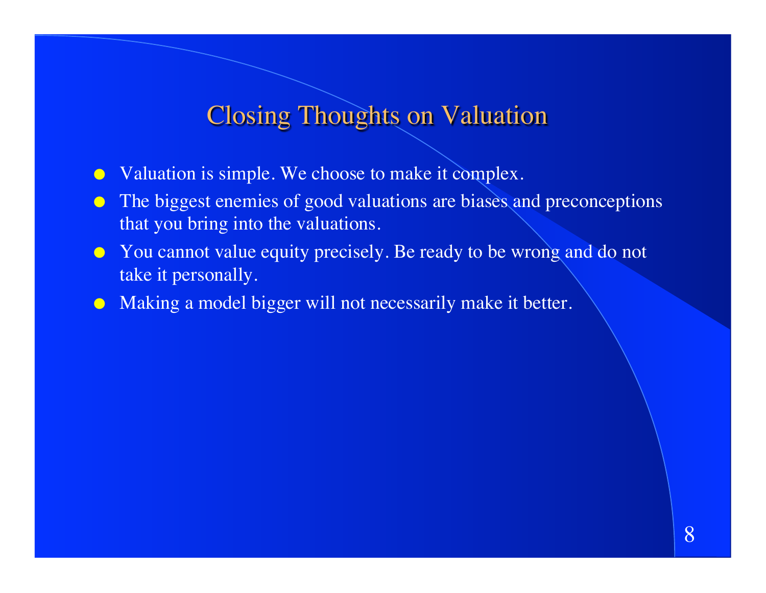# Closing Thoughts on Valuation

- Valuation is simple. We choose to make it complex.
- The biggest enemies of good valuations are biases and preconceptions that you bring into the valuations.
- You cannot value equity precisely. Be ready to be wrong and do not take it personally.
- Making a model bigger will not necessarily make it better.